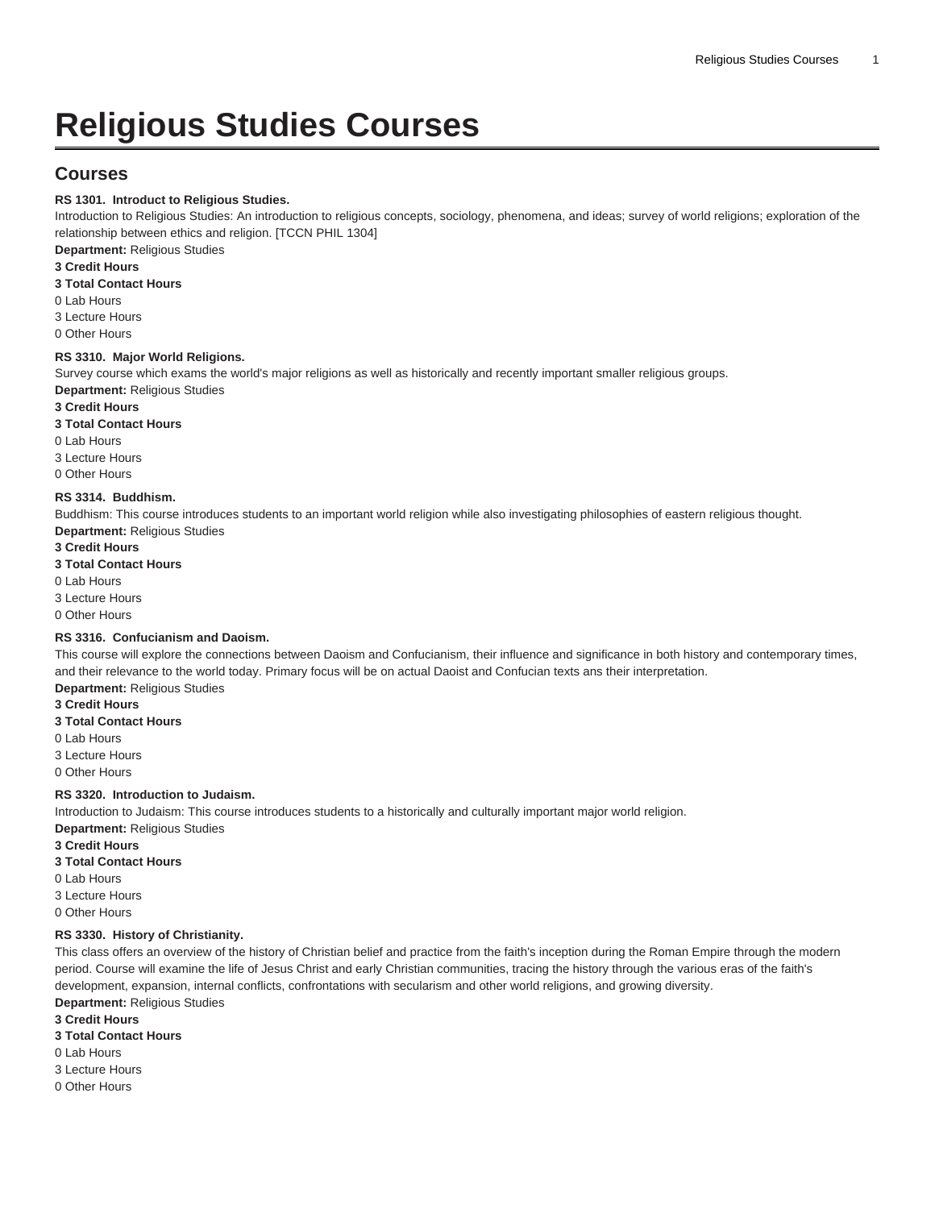# Religious Studies Courses

## Courses

**RS 1301. Introduct to Religious Studies.**
Introduction to Religious Studies: An introduction to religious concepts, sociology, phenomena, and ideas; survey of world religions; exploration of the relationship between ethics and religion. [TCCN PHIL 1304]
**Department:** Religious Studies
**3 Credit Hours**
**3 Total Contact Hours**
0 Lab Hours
3 Lecture Hours
0 Other Hours

**RS 3310. Major World Religions.**
Survey course which exams the world's major religions as well as historically and recently important smaller religious groups.
**Department:** Religious Studies
**3 Credit Hours**
**3 Total Contact Hours**
0 Lab Hours
3 Lecture Hours
0 Other Hours

**RS 3314. Buddhism.**
Buddhism: This course introduces students to an important world religion while also investigating philosophies of eastern religious thought.
**Department:** Religious Studies
**3 Credit Hours**
**3 Total Contact Hours**
0 Lab Hours
3 Lecture Hours
0 Other Hours

**RS 3316. Confucianism and Daoism.**
This course will explore the connections between Daoism and Confucianism, their influence and significance in both history and contemporary times, and their relevance to the world today. Primary focus will be on actual Daoist and Confucian texts ans their interpretation.
**Department:** Religious Studies
**3 Credit Hours**
**3 Total Contact Hours**
0 Lab Hours
3 Lecture Hours
0 Other Hours

**RS 3320. Introduction to Judaism.**
Introduction to Judaism: This course introduces students to a historically and culturally important major world religion.
**Department:** Religious Studies
**3 Credit Hours**
**3 Total Contact Hours**
0 Lab Hours
3 Lecture Hours
0 Other Hours

**RS 3330. History of Christianity.**
This class offers an overview of the history of Christian belief and practice from the faith's inception during the Roman Empire through the modern period. Course will examine the life of Jesus Christ and early Christian communities, tracing the history through the various eras of the faith's development, expansion, internal conflicts, confrontations with secularism and other world religions, and growing diversity.
**Department:** Religious Studies
**3 Credit Hours**
**3 Total Contact Hours**
0 Lab Hours
3 Lecture Hours
0 Other Hours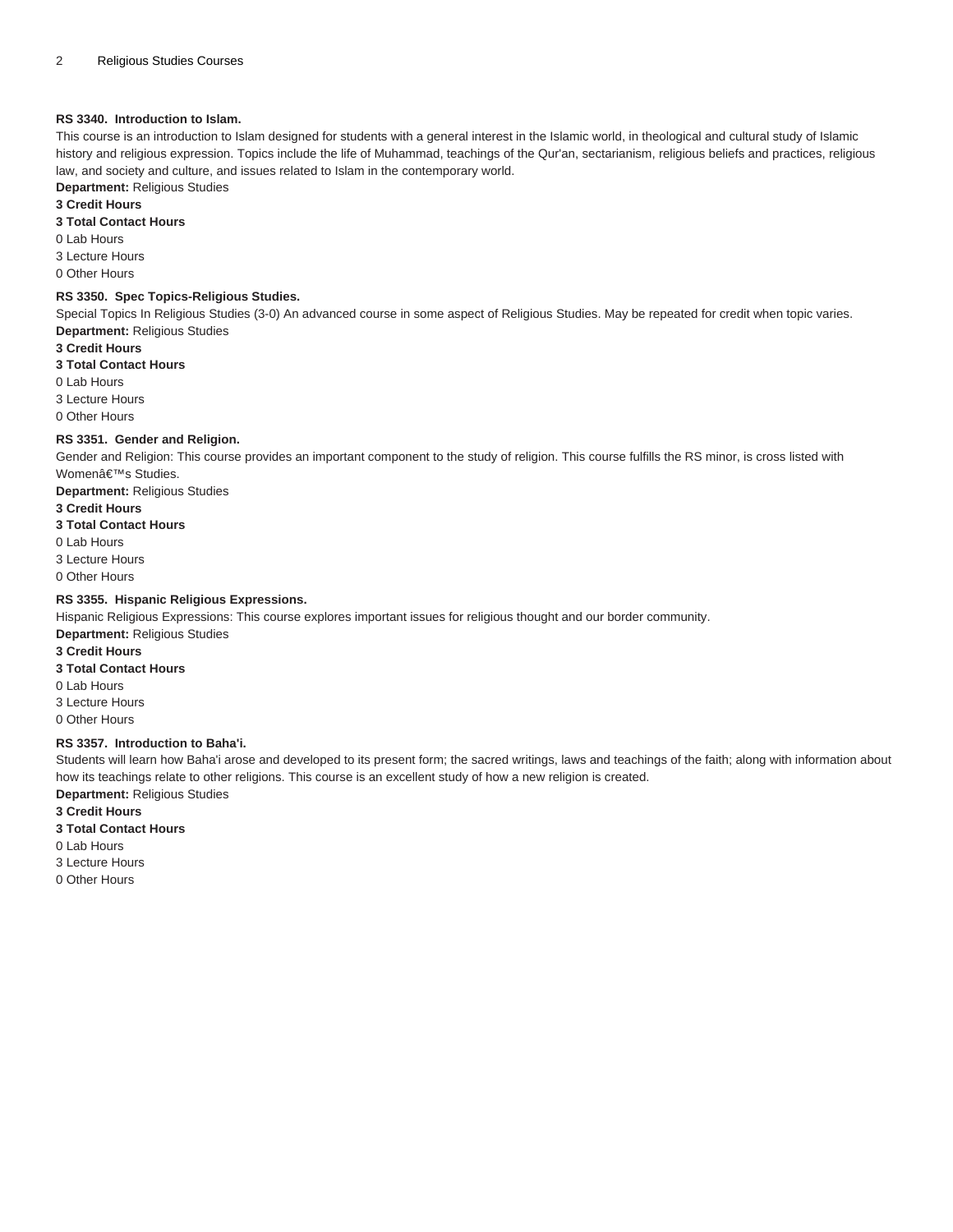**RS 3340. Introduction to Islam.**

This course is an introduction to Islam designed for students with a general interest in the Islamic world, in theological and cultural study of Islamic history and religious expression. Topics include the life of Muhammad, teachings of the Qur'an, sectarianism, religious beliefs and practices, religious law, and society and culture, and issues related to Islam in the contemporary world.

**Department:** Religious Studies

**3 Credit Hours**

**3 Total Contact Hours**

0 Lab Hours

3 Lecture Hours

0 Other Hours

**RS 3350. Spec Topics-Religious Studies.**

Special Topics In Religious Studies (3-0) An advanced course in some aspect of Religious Studies. May be repeated for credit when topic varies.

**Department:** Religious Studies

**3 Credit Hours**

**3 Total Contact Hours**

0 Lab Hours

3 Lecture Hours

0 Other Hours

**RS 3351. Gender and Religion.**

Gender and Religion: This course provides an important component to the study of religion. This course fulfills the RS minor, is cross listed with Womenâ€™s Studies.

**Department:** Religious Studies

**3 Credit Hours**

**3 Total Contact Hours**

0 Lab Hours

3 Lecture Hours

0 Other Hours

**RS 3355. Hispanic Religious Expressions.**

Hispanic Religious Expressions: This course explores important issues for religious thought and our border community.

**Department:** Religious Studies

**3 Credit Hours**

**3 Total Contact Hours**

0 Lab Hours

3 Lecture Hours

0 Other Hours

**RS 3357. Introduction to Baha'i.**

Students will learn how Baha'i arose and developed to its present form; the sacred writings, laws and teachings of the faith; along with information about how its teachings relate to other religions. This course is an excellent study of how a new religion is created.

**Department:** Religious Studies

**3 Credit Hours**

**3 Total Contact Hours**

0 Lab Hours

3 Lecture Hours

0 Other Hours